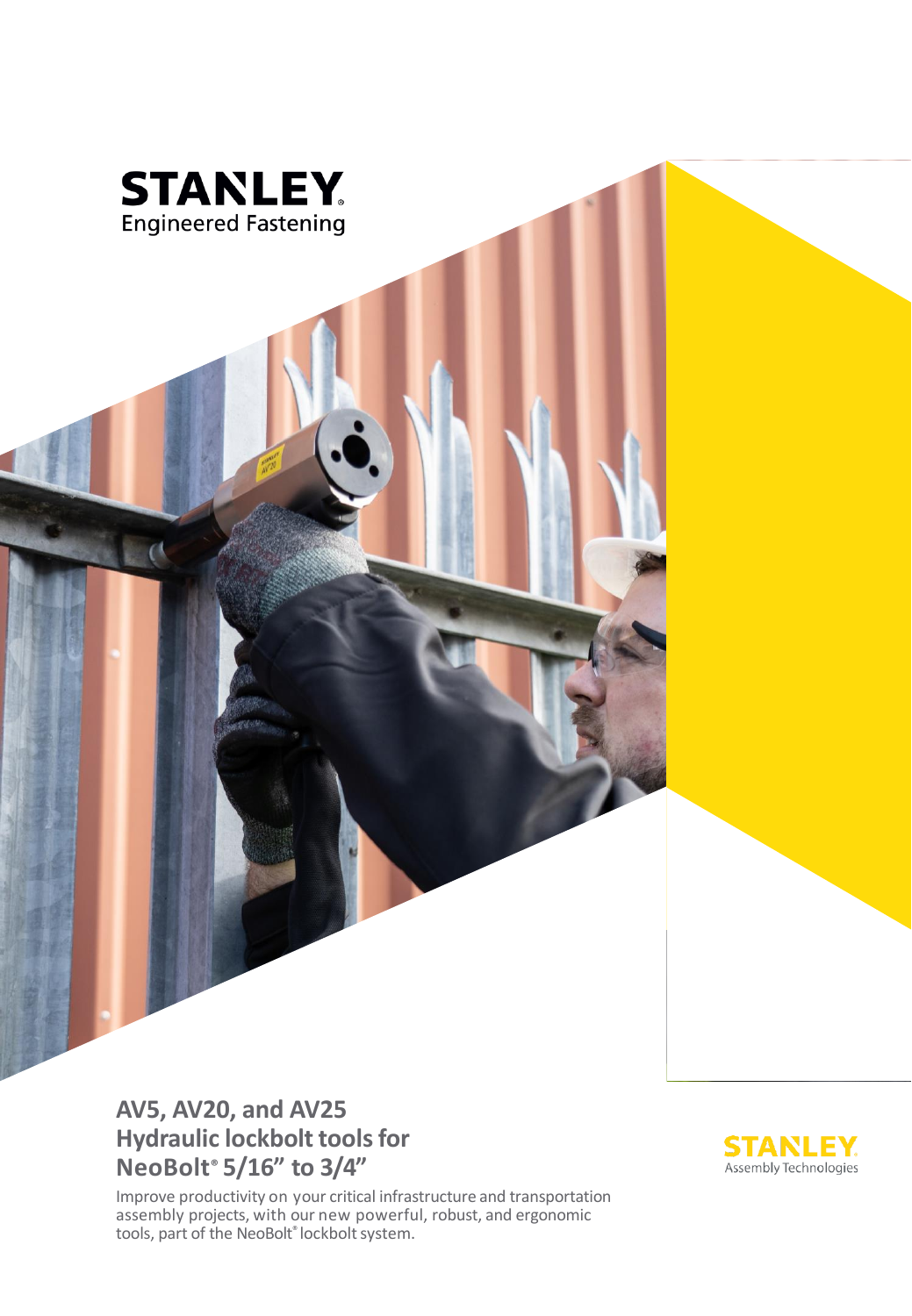STANLEY®
Engineered Fastening

# AV5, AV20, and AV25 Hydraulic lockbolt tools for NeoBolt® 5/16” to 3/4”

Improve productivity on your critical infrastructure and transportation assembly projects, with our new powerful, robust, and ergonomic tools, part of the NeoBolt® lockbolt system.

STANLEY®
Assembly Technologies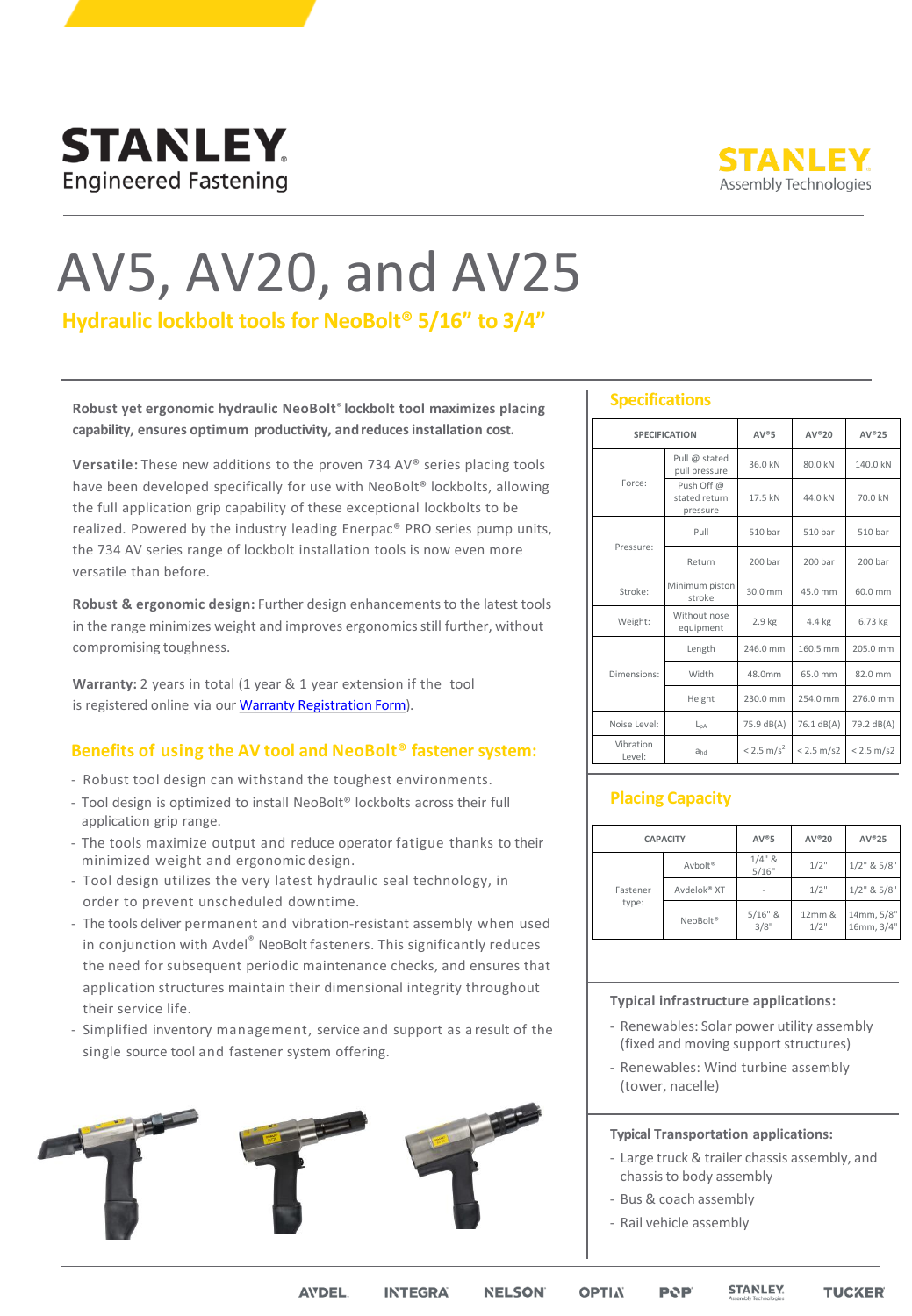**STANLEY** Engineered Fastening

**STANLEY** Assembly Technologies

# AV5, AV20, and AV25

## Hydraulic lockbolt tools for NeoBolt® 5/16” to 3/4”

**Robust yet ergonomic hydraulic NeoBolt® lockbolt tool maximizes placing capability, ensures optimum productivity, and reduces installation cost.**

**Versatile:** These new additions to the proven 734 AV® series placing tools have been developed specifically for use with NeoBolt® lockbolts, allowing the full application grip capability of these exceptional lockbolts to be realized. Powered by the industry leading Enerpac® PRO series pump units, the 734 AV series range of lockbolt installation tools is now even more versatile than before.

**Robust & ergonomic design:** Further design enhancements to the latest tools in the range minimizes weight and improves ergonomics still further, without compromising toughness.

**Warranty:** 2 years in total (1 year & 1 year extension if the tool is registered online via our Warranty Registration Form).

### Benefits of using the AV tool and NeoBolt® fastener system:

- Robust tool design can withstand the toughest environments.
- Tool design is optimized to install NeoBolt® lockbolts across their full application grip range.
- The tools maximize output and reduce operator fatigue thanks to their minimized weight and ergonomic design.
- Tool design utilizes the very latest hydraulic seal technology, in order to prevent unscheduled downtime.
- The tools deliver permanent and vibration-resistant assembly when used in conjunction with Avdel® NeoBolt fasteners. This significantly reduces the need for subsequent periodic maintenance checks, and ensures that application structures maintain their dimensional integrity throughout their service life.
- Simplified inventory management, service and support as a result of the single source tool and fastener system offering.

### Specifications

| SPECIFICATION | | AV®5 | AV®20 | AV®25 |
|---|---|---|---|---|
| Force: | Pull @ stated pull pressure | 36.0 kN | 80.0 kN | 140.0 kN |
| | Push Off @ stated return pressure | 17.5 kN | 44.0 kN | 70.0 kN |
| Pressure: | Pull | 510 bar | 510 bar | 510 bar |
| | Return | 200 bar | 200 bar | 200 bar |
| Stroke: | Minimum piston stroke | 30.0 mm | 45.0 mm | 60.0 mm |
| Weight: | Without nose equipment | 2.9 kg | 4.4 kg | 6.73 kg |
| Dimensions: | Length | 246.0 mm | 160.5 mm | 205.0 mm |
| | Width | 48.0mm | 65.0 mm | 82.0 mm |
| | Height | 230.0 mm | 254.0 mm | 276.0 mm |
| Noise Level: | $L_{pA}$ | 75.9 dB(A) | 76.1 dB(A) | 79.2 dB(A) |
| Vibration Level: | $a_{hd}$ | < 2.5 m/s² | < 2.5 m/s2 | < 2.5 m/s2 |

### Placing Capacity

| CAPACITY | | AV®5 | AV®20 | AV®25 |
|---|---|---|---|---|
| Fastener type: | Avbolt® | 1/4" & 5/16" | 1/2" | 1/2" & 5/8" |
| | Avdelok® XT | - | 1/2" | 1/2" & 5/8" |
| | NeoBolt® | 5/16" & 3/8" | 12mm & 1/2" | 14mm, 5/8" 16mm, 3/4" |

**Typical infrastructure applications:**

- Renewables: Solar power utility assembly (fixed and moving support structures)
- Renewables: Wind turbine assembly (tower, nacelle)

**Typical Transportation applications:**

- Large truck & trailer chassis assembly, and chassis to body assembly
- Bus & coach assembly
- Rail vehicle assembly

AVDEL INTEGRA NELSON OPTIA POP STANLEY Assembly Technologies TUCKER